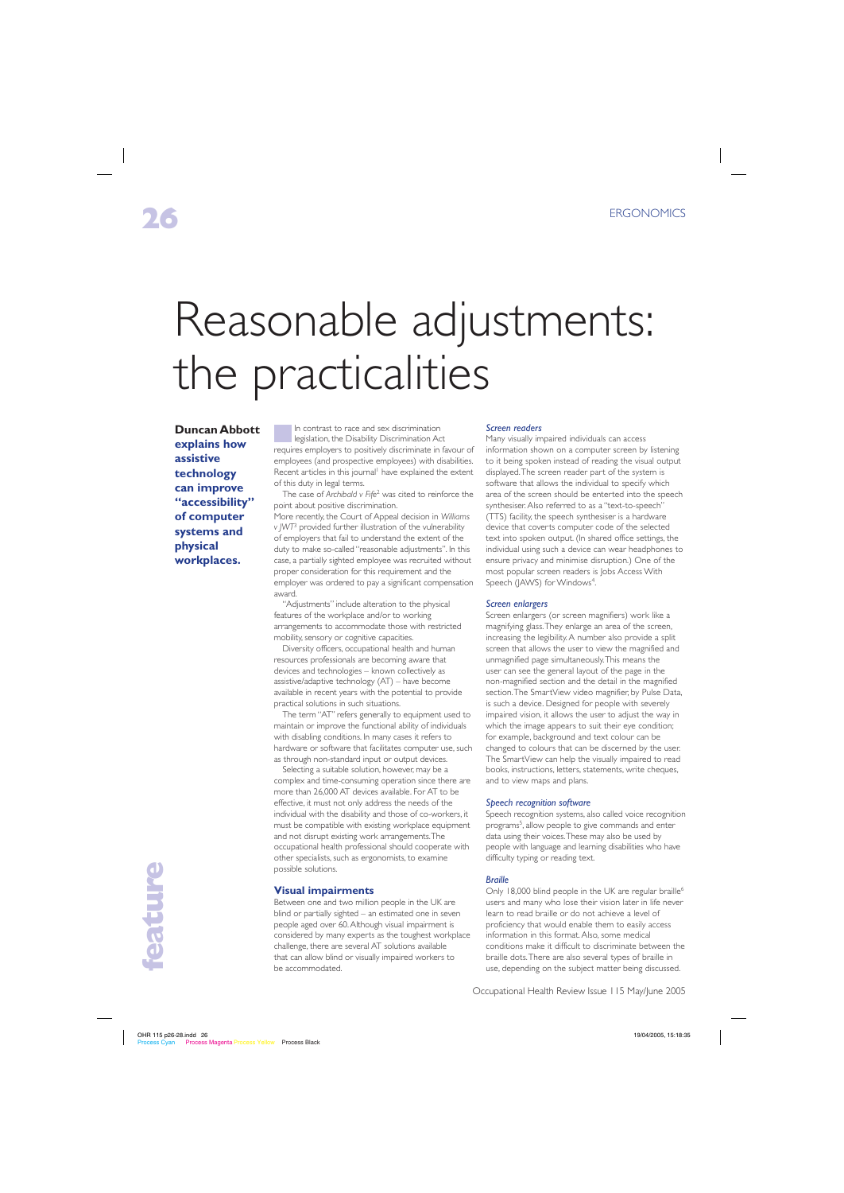# Reasonable adjustments: the practicalities

**Duncan Abbott explains how assistive technology can improve "accessibility" of computer systems and physical workplaces.**

In contrast to race and sex discrimination legislation, the Disability Discrimination Act requires employers to positively discriminate in favour of employees (and prospective employees) with disabilities. Recent articles in this journal[1] have explained the extent of this duty in legal terms.

The case of *Archibald v Fife*[2] was cited to reinforce the point about positive discrimination.

More recently, the Court of Appeal decision in *Williams v JWT*[3] provided further illustration of the vulnerability of employers that fail to understand the extent of the duty to make so-called "reasonable adjustments". In this case, a partially sighted employee was recruited without proper consideration for this requirement and the employer was ordered to pay a significant compensation award.

"Adjustments" include alteration to the physical features of the workplace and/or to working arrangements to accommodate those with restricted mobility, sensory or cognitive capacities.

Diversity officers, occupational health and human resources professionals are becoming aware that devices and technologies – known collectively as assistive/adaptive technology (AT) – have become available in recent years with the potential to provide practical solutions in such situations.

The term "AT" refers generally to equipment used to maintain or improve the functional ability of individuals with disabling conditions. In many cases it refers to hardware or software that facilitates computer use, such as through non-standard input or output devices.

Selecting a suitable solution, however, may be a complex and time-consuming operation since there are more than 26,000 AT devices available. For AT to be effective, it must not only address the needs of the individual with the disability and those of co-workers, it must be compatible with existing workplace equipment and not disrupt existing work arrangements. The occupational health professional should cooperate with other specialists, such as ergonomists, to examine possible solutions.

## Visual impairments

Between one and two million people in the UK are blind or partially sighted – an estimated one in seven people aged over 60. Although visual impairment is considered by many experts as the toughest workplace challenge, there are several AT solutions available that can allow blind or visually impaired workers to be accommodated.

### *Screen readers*

Many visually impaired individuals can access information shown on a computer screen by listening to it being spoken instead of reading the visual output displayed. The screen reader part of the system is software that allows the individual to specify which area of the screen should be enterted into the speech synthesiser. Also referred to as a "text-to-speech" (TTS) facility, the speech synthesiser is a hardware device that coverts computer code of the selected text into spoken output. (In shared office settings, the individual using such a device can wear headphones to ensure privacy and minimise disruption.) One of the most popular screen readers is Jobs Access With Speech (JAWS) for Windows[4].

### *Screen enlargers*

Screen enlargers (or screen magnifiers) work like a magnifying glass. They enlarge an area of the screen, increasing the legibility. A number also provide a split screen that allows the user to view the magnified and unmagnified page simultaneously. This means the user can see the general layout of the page in the non-magnified section and the detail in the magnified section. The SmartView video magnifier, by Pulse Data, is such a device. Designed for people with severely impaired vision, it allows the user to adjust the way in which the image appears to suit their eye condition; for example, background and text colour can be changed to colours that can be discerned by the user. The SmartView can help the visually impaired to read books, instructions, letters, statements, write cheques, and to view maps and plans.

### *Speech recognition software*

Speech recognition systems, also called voice recognition programs[5], allow people to give commands and enter data using their voices. These may also be used by people with language and learning disabilities who have difficulty typing or reading text.

### *Braille*

Only 18,000 blind people in the UK are regular braille[6] users and many who lose their vision later in life never learn to read braille or do not achieve a level of proficiency that would enable them to easily access information in this format. Also, some medical conditions make it difficult to discriminate between the braille dots. There are also several types of braille in use, depending on the subject matter being discussed.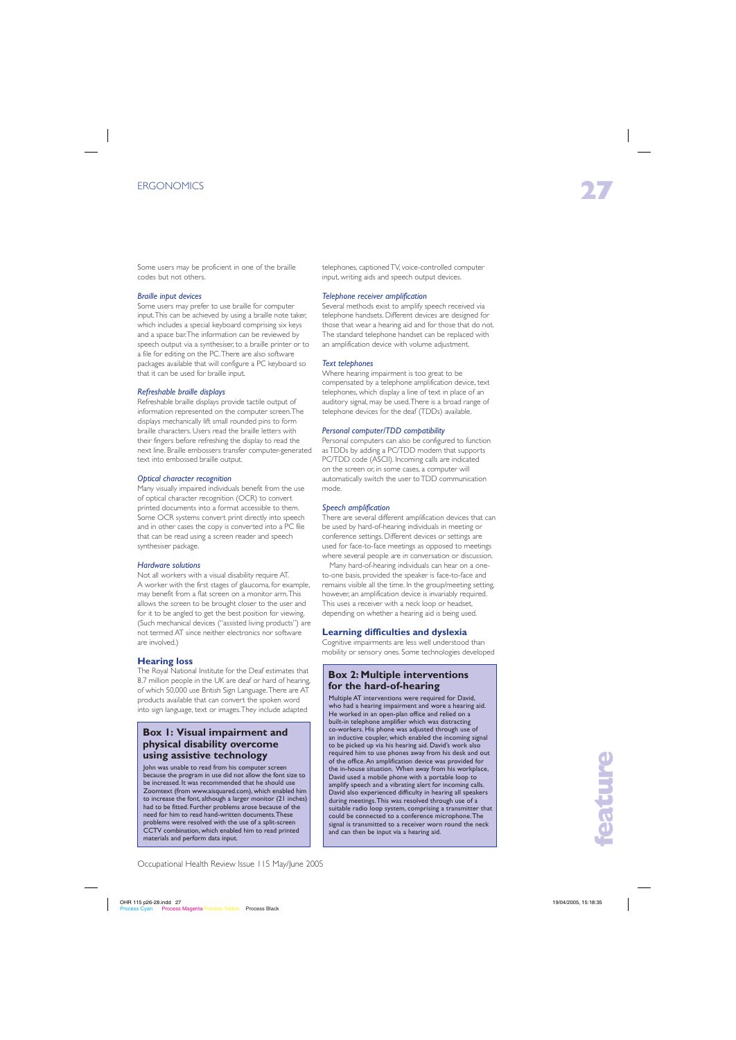Some users may be proficient in one of the braille codes but not others.

*Braille input devices*

Some users may prefer to use braille for computer input. This can be achieved by using a braille note taker, which includes a special keyboard comprising six keys and a space bar. The information can be reviewed by speech output via a synthesiser, to a braille printer or to a file for editing on the PC. There are also software packages available that will configure a PC keyboard so that it can be used for braille input.

*Refreshable braille displays*

Refreshable braille displays provide tactile output of information represented on the computer screen. The displays mechanically lift small rounded pins to form braille characters. Users read the braille letters with their fingers before refreshing the display to read the next line. Braille embossers transfer computer-generated text into embossed braille output.

*Optical character recognition*

Many visually impaired individuals benefit from the use of optical character recognition (OCR) to convert printed documents into a format accessible to them. Some OCR systems convert print directly into speech and in other cases the copy is converted into a PC file that can be read using a screen reader and speech synthesiser package.

*Hardware solutions*

Not all workers with a visual disability require AT. A worker with the first stages of glaucoma, for example, may benefit from a flat screen on a monitor arm. This allows the screen to be brought closer to the user and for it to be angled to get the best position for viewing. (Such mechanical devices ("assisted living products") are not termed AT since neither electronics nor software are involved.)

## Hearing loss

The Royal National Institute for the Deaf estimates that 8.7 million people in the UK are deaf or hard of hearing, of which 50,000 use British Sign Language. There are AT products available that can convert the spoken word into sign language, text or images. They include adapted telephones, captioned TV, voice-controlled computer input, writing aids and speech output devices.

*Telephone receiver amplification*

Several methods exist to amplify speech received via telephone handsets. Different devices are designed for those that wear a hearing aid and for those that do not. The standard telephone handset can be replaced with an amplification device with volume adjustment.

*Text telephones*

Where hearing impairment is too great to be compensated by a telephone amplification device, text telephones, which display a line of text in place of an auditory signal, may be used. There is a broad range of telephone devices for the deaf (TDDs) available.

*Personal computer/TDD compatibility*

Personal computers can also be configured to function as TDDs by adding a PC/TDD modem that supports PC/TDD code (ASCII). Incoming calls are indicated on the screen or, in some cases, a computer will automatically switch the user to TDD communication mode.

*Speech amplification*

There are several different amplification devices that can be used by hard-of-hearing individuals in meeting or conference settings. Different devices or settings are used for face-to-face meetings as opposed to meetings where several people are in conversation or discussion.

Many hard-of-hearing individuals can hear on a one-to-one basis, provided the speaker is face-to-face and remains visible all the time. In the group/meeting setting, however, an amplification device is invariably required. This uses a receiver with a neck loop or headset, depending on whether a hearing aid is being used.

## Learning difficulties and dyslexia

Cognitive impairments are less well understood than mobility or sensory ones. Some technologies developed

### Box 1: Visual impairment and physical disability overcome using assistive technology

John was unable to read from his computer screen because the program in use did not allow the font size to be increased. It was recommended that he should use Zoomtext (from www.aisquared.com), which enabled him to increase the font, although a larger monitor (21 inches) had to be fitted. Further problems arose because of the need for him to read hand-written documents. These problems were resolved with the use of a split-screen CCTV combination, which enabled him to read printed materials and perform data input.

### Box 2: Multiple interventions for the hard-of-hearing

Multiple AT interventions were required for David, who had a hearing impairment and wore a hearing aid. He worked in an open-plan office and relied on a built-in telephone amplifier which was distracting co-workers. His phone was adjusted through use of an inductive coupler, which enabled the incoming signal to be picked up via his hearing aid. David's work also required him to use phones away from his desk and out of the office. An amplification device was provided for the in-house situation. When away from his workplace, David used a mobile phone with a portable loop to amplify speech and a vibrating alert for incoming calls. David also experienced difficulty in hearing all speakers during meetings. This was resolved through use of a suitable radio loop system, comprising a transmitter that could be connected to a conference microphone. The signal is transmitted to a receiver worn round the neck and can then be input via a hearing aid.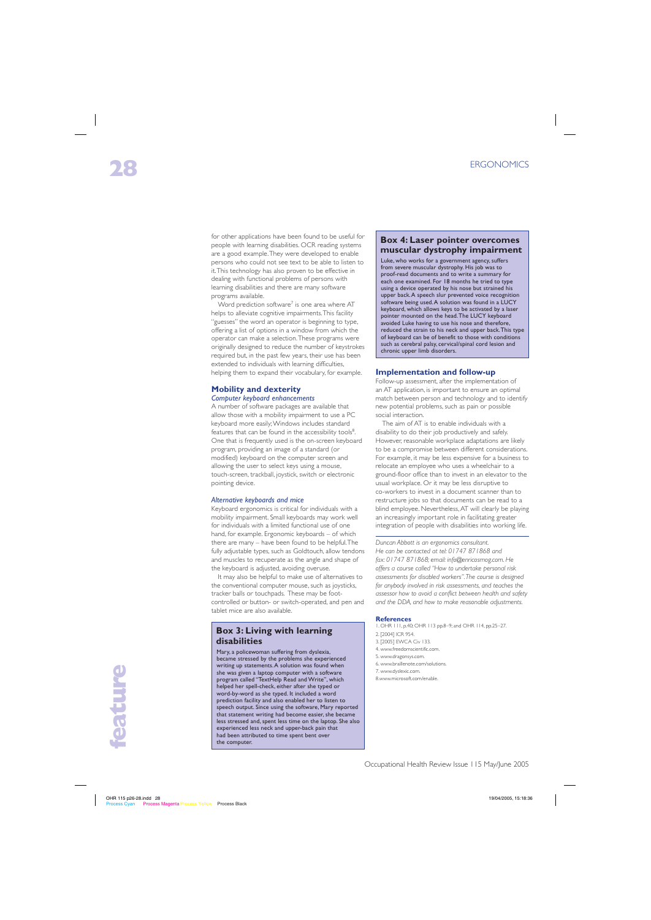for other applications have been found to be useful for people with learning disabilities. OCR reading systems are a good example. They were developed to enable persons who could not see text to be able to listen to it. This technology has also proven to be effective in dealing with functional problems of persons with learning disabilities and there are many software programs available.

Word prediction software[7] is one area where AT helps to alleviate cognitive impairments. This facility "guesses" the word an operator is beginning to type, offering a list of options in a window from which the operator can make a selection. These programs were originally designed to reduce the number of keystrokes required but, in the past few years, their use has been extended to individuals with learning difficulties, helping them to expand their vocabulary, for example.

## Mobility and dexterity

### *Computer keyboard enhancements*

A number of software packages are available that allow those with a mobility impairment to use a PC keyboard more easily; Windows includes standard features that can be found in the accessibility tools[8]. One that is frequently used is the on-screen keyboard program, providing an image of a standard (or modified) keyboard on the computer screen and allowing the user to select keys using a mouse, touch-screen, trackball, joystick, switch or electronic pointing device.

### *Alternative keyboards and mice*

Keyboard ergonomics is critical for individuals with a mobility impairment. Small keyboards may work well for individuals with a limited functional use of one hand, for example. Ergonomic keyboards – of which there are many – have been found to be helpful. The fully adjustable types, such as Goldtouch, allow tendons and muscles to recuperate as the angle and shape of the keyboard is adjusted, avoiding overuse.

It may also be helpful to make use of alternatives to the conventional computer mouse, such as joysticks, tracker balls or touchpads. These may be foot-controlled or button- or switch-operated, and pen and tablet mice are also available.

## Box 3: Living with learning disabilities

Mary, a policewoman suffering from dyslexia, became stressed by the problems she experienced writing up statements. A solution was found when she was given a laptop computer with a software program called "TextHelp Read and Write", which helped her spell-check, either after she typed or word-by-word as she typed. It included a word prediction facility and also enabled her to listen to speech output. Since using the software, Mary reported that statement writing had become easier, she became less stressed and, spent less time on the laptop. She also experienced less neck and upper-back pain that had been attributed to time spent bent over the computer.

## Box 4: Laser pointer overcomes muscular dystrophy impairment

Luke, who works for a government agency, suffers from severe muscular dystrophy. His job was to proof-read documents and to write a summary for each one examined. For 18 months he tried to type using a device operated by his nose but strained his upper back. A speech slur prevented voice recognition software being used. A solution was found in a LUCY keyboard, which allows keys to be activated by a laser pointer mounted on the head. The LUCY keyboard avoided Luke having to use his nose and therefore, reduced the strain to his neck and upper back. This type of keyboard can be of benefit to those with conditions such as cerebral palsy, cervical/spinal cord lesion and chronic upper limb disorders.

## Implementation and follow-up

Follow-up assessment, after the implementation of an AT application, is important to ensure an optimal match between person and technology and to identify new potential problems, such as pain or possible social interaction.

The aim of AT is to enable individuals with a disability to do their job productively and safely. However, reasonable workplace adaptations are likely to be a compromise between different considerations. For example, it may be less expensive for a business to relocate an employee who uses a wheelchair to a ground-floor office than to invest in an elevator to the usual workplace. Or it may be less disruptive to co-workers to invest in a document scanner than to restructure jobs so that documents can be read to a blind employee. Nevertheless, AT will clearly be playing an increasingly important role in facilitating greater integration of people with disabilities into working life.

*Duncan Abbott is an ergonomics consultant. He can be contacted at tel: 01747 871868 and fax: 01747 871868; email: info@enricosmog.com. He offers a course called "How to undertake personal risk assessments for disabled workers". The course is designed for anybody involved in risk assessments, and teaches the assessor how to avoid a conflict between health and safety and the DDA, and how to make reasonable adjustments.*

### References

1. OHR 111, p.40; OHR 113 pp.8–9; and OHR 114, pp.25–27.
2. [2004] ICR 954.
3. [2005] EWCA Civ 133.
4. www.freedomscientific.com.
5. www.dragonsys.com.
6. www.braillenote.com/solutions.
7. www.dyslexic.com.
8. www.microsoft.com/enable.